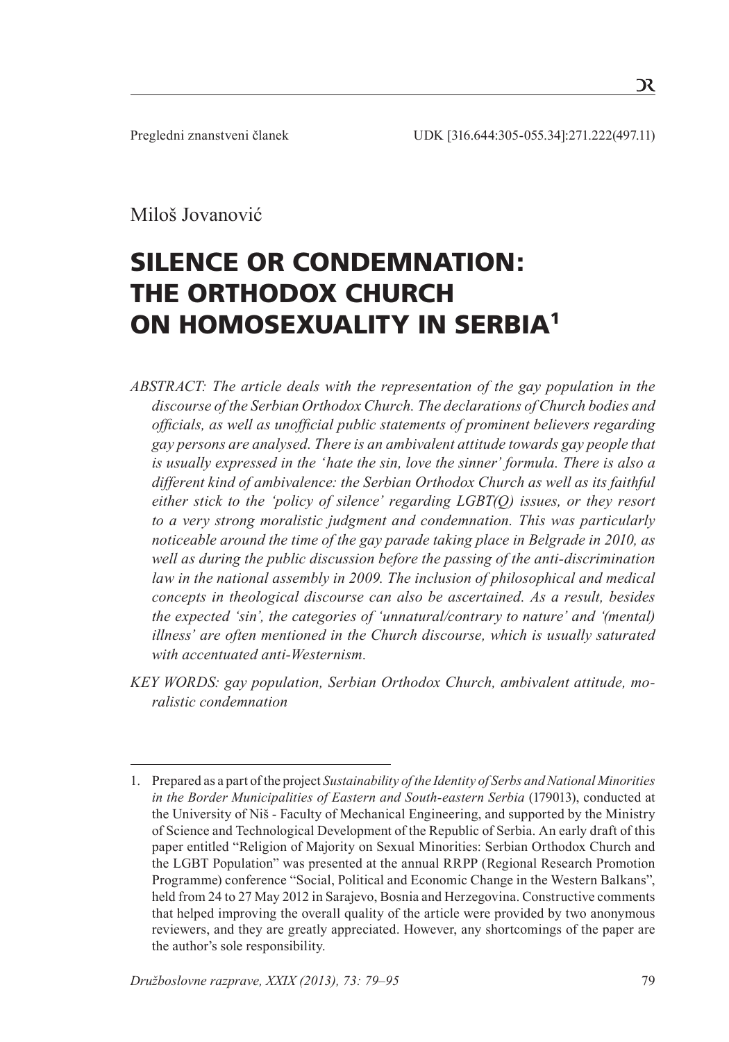Pregledni znanstveni članek UDK [316.644:305-055.34]:271.222(497.11)

Miloš Jovanović

# SILENCE OR CONDEMNATION: THE ORTHODOX CHURCH ON HOMOSEXUALITY IN SERBIA[1]

*ABSTRACT: The article deals with the representation of the gay population in the discourse of the Serbian Orthodox Church. The declarations of Church bodies and officials, as well as unofficial public statements of prominent believers regarding gay persons are analysed. There is an ambivalent attitude towards gay people that is usually expressed in the 'hate the sin, love the sinner' formula. There is also a different kind of ambivalence: the Serbian Orthodox Church as well as its faithful either stick to the 'policy of silence' regarding LGBT(Q) issues, or they resort to a very strong moralistic judgment and condemnation. This was particularly noticeable around the time of the gay parade taking place in Belgrade in 2010, as well as during the public discussion before the passing of the anti-discrimination law in the national assembly in 2009. The inclusion of philosophical and medical concepts in theological discourse can also be ascertained. As a result, besides the expected 'sin', the categories of 'unnatural/contrary to nature' and '(mental) illness' are often mentioned in the Church discourse, which is usually saturated with accentuated anti-Westernism.*

*KEY WORDS: gay population, Serbian Orthodox Church, ambivalent attitude, moralistic condemnation*

---

1. Prepared as a part of the project *Sustainability of the Identity of Serbs and National Minorities in the Border Municipalities of Eastern and South-eastern Serbia* (179013), conducted at the University of Niš - Faculty of Mechanical Engineering, and supported by the Ministry of Science and Technological Development of the Republic of Serbia. An early draft of this paper entitled "Religion of Majority on Sexual Minorities: Serbian Orthodox Church and the LGBT Population" was presented at the annual RRPP (Regional Research Promotion Programme) conference "Social, Political and Economic Change in the Western Balkans", held from 24 to 27 May 2012 in Sarajevo, Bosnia and Herzegovina. Constructive comments that helped improving the overall quality of the article were provided by two anonymous reviewers, and they are greatly appreciated. However, any shortcomings of the paper are the author's sole responsibility.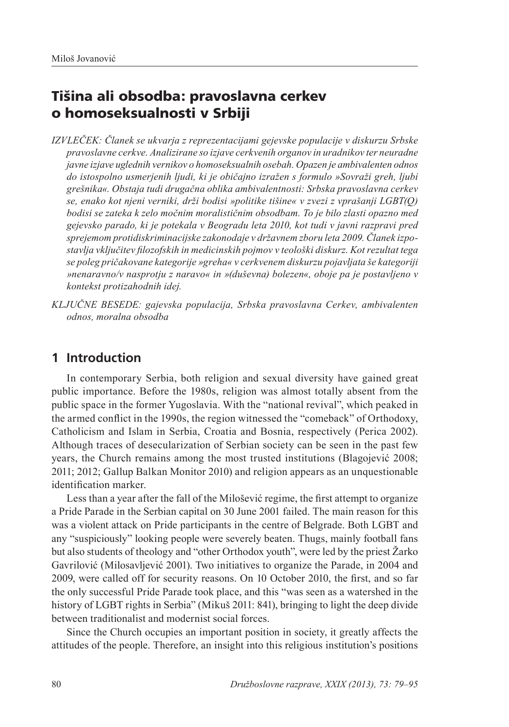# Tišina ali obsodba: pravoslavna cerkev o homoseksualnosti v Srbiji

*IZVLEČEK: Članek se ukvarja z reprezentacijami gejevske populacije v diskurzu Srbske pravoslavne cerkve. Analizirane so izjave cerkvenih organov in uradnikov ter neuradne javne izjave uglednih vernikov o homoseksualnih osebah. Opazen je ambivalenten odnos do istospolno usmerjenih ljudi, ki je običajno izražen s formulo »Sovraži greh, ljubi grešnika«. Obstaja tudi drugačna oblika ambivalentnosti: Srbska pravoslavna cerkev se, enako kot njeni verniki, drži bodisi »politike tišine« v zvezi z vprašanji LGBT(Q) bodisi se zateka k zelo močnim moralističnim obsodbam. To je bilo zlasti opazno med gejevsko parado, ki je potekala v Beogradu leta 2010, kot tudi v javni razpravi pred sprejemom protidiskriminacijske zakonodaje v državnem zboru leta 2009. Članek izpostavlja vključitev filozofskih in medicinskih pojmov v teološki diskurz. Kot rezultat tega se poleg pričakovane kategorije »greha« v cerkvenem diskurzu pojavljata še kategoriji »nenaravno/v nasprotju z naravo« in »(duševna) bolezen«, oboje pa je postavljeno v kontekst protizahodnih idej.*

*KLJUČNE BESEDE: gajevska populacija, Srbska pravoslavna Cerkev, ambivalenten odnos, moralna obsodba*

## 1 Introduction

In contemporary Serbia, both religion and sexual diversity have gained great public importance. Before the 1980s, religion was almost totally absent from the public space in the former Yugoslavia. With the "national revival", which peaked in the armed conflict in the 1990s, the region witnessed the "comeback" of Orthodoxy, Catholicism and Islam in Serbia, Croatia and Bosnia, respectively (Perica 2002). Although traces of desecularization of Serbian society can be seen in the past few years, the Church remains among the most trusted institutions (Blagojević 2008; 2011; 2012; Gallup Balkan Monitor 2010) and religion appears as an unquestionable identification marker.

Less than a year after the fall of the Milošević regime, the first attempt to organize a Pride Parade in the Serbian capital on 30 June 2001 failed. The main reason for this was a violent attack on Pride participants in the centre of Belgrade. Both LGBT and any "suspiciously" looking people were severely beaten. Thugs, mainly football fans but also students of theology and "other Orthodox youth", were led by the priest Žarko Gavrilović (Milosavljević 2001). Two initiatives to organize the Parade, in 2004 and 2009, were called off for security reasons. On 10 October 2010, the first, and so far the only successful Pride Parade took place, and this "was seen as a watershed in the history of LGBT rights in Serbia" (Mikuš 2011: 841), bringing to light the deep divide between traditionalist and modernist social forces.

Since the Church occupies an important position in society, it greatly affects the attitudes of the people. Therefore, an insight into this religious institution's positions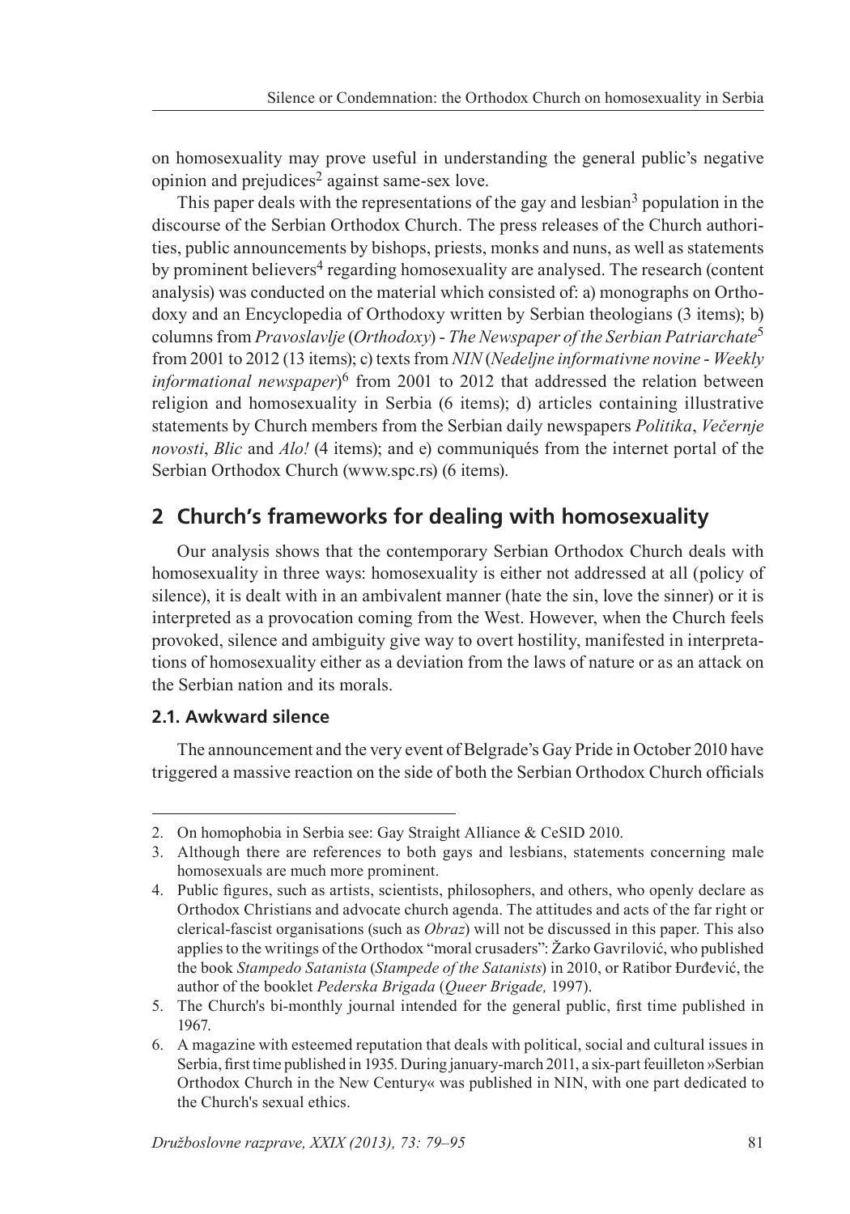on homosexuality may prove useful in understanding the general public's negative opinion and prejudices[2] against same-sex love.

This paper deals with the representations of the gay and lesbian[3] population in the discourse of the Serbian Orthodox Church. The press releases of the Church authorities, public announcements by bishops, priests, monks and nuns, as well as statements by prominent believers[4] regarding homosexuality are analysed. The research (content analysis) was conducted on the material which consisted of: a) monographs on Orthodoxy and an Encyclopedia of Orthodoxy written by Serbian theologians (3 items); b) columns from *Pravoslavlje* (*Orthodoxy*) - *The Newspaper of the Serbian Patriarchate*[5] from 2001 to 2012 (13 items); c) texts from *NIN* (*Nedeljne informativne novine* - *Weekly informational newspaper*)[6] from 2001 to 2012 that addressed the relation between religion and homosexuality in Serbia (6 items); d) articles containing illustrative statements by Church members from the Serbian daily newspapers *Politika*, *Večernje novosti*, *Blic* and *Alo!* (4 items); and e) communiqués from the internet portal of the Serbian Orthodox Church (www.spc.rs) (6 items).

## 2 Church's frameworks for dealing with homosexuality

Our analysis shows that the contemporary Serbian Orthodox Church deals with homosexuality in three ways: homosexuality is either not addressed at all (policy of silence), it is dealt with in an ambivalent manner (hate the sin, love the sinner) or it is interpreted as a provocation coming from the West. However, when the Church feels provoked, silence and ambiguity give way to overt hostility, manifested in interpretations of homosexuality either as a deviation from the laws of nature or as an attack on the Serbian nation and its morals.

### 2.1. Awkward silence

The announcement and the very event of Belgrade's Gay Pride in October 2010 have triggered a massive reaction on the side of both the Serbian Orthodox Church officials

---

2. On homophobia in Serbia see: Gay Straight Alliance & CeSID 2010.
3. Although there are references to both gays and lesbians, statements concerning male homosexuals are much more prominent.
4. Public figures, such as artists, scientists, philosophers, and others, who openly declare as Orthodox Christians and advocate church agenda. The attitudes and acts of the far right or clerical-fascist organisations (such as *Obraz*) will not be discussed in this paper. This also applies to the writings of the Orthodox "moral crusaders": Žarko Gavrilović, who published the book *Stampedo Satanista* (*Stampede of the Satanists*) in 2010, or Ratibor Đurđević, the author of the booklet *Pederska Brigada* (*Queer Brigade,* 1997).
5. The Church's bi-monthly journal intended for the general public, first time published in 1967.
6. A magazine with esteemed reputation that deals with political, social and cultural issues in Serbia, first time published in 1935. During january-march 2011, a six-part feuilleton »Serbian Orthodox Church in the New Century« was published in NIN, with one part dedicated to the Church's sexual ethics.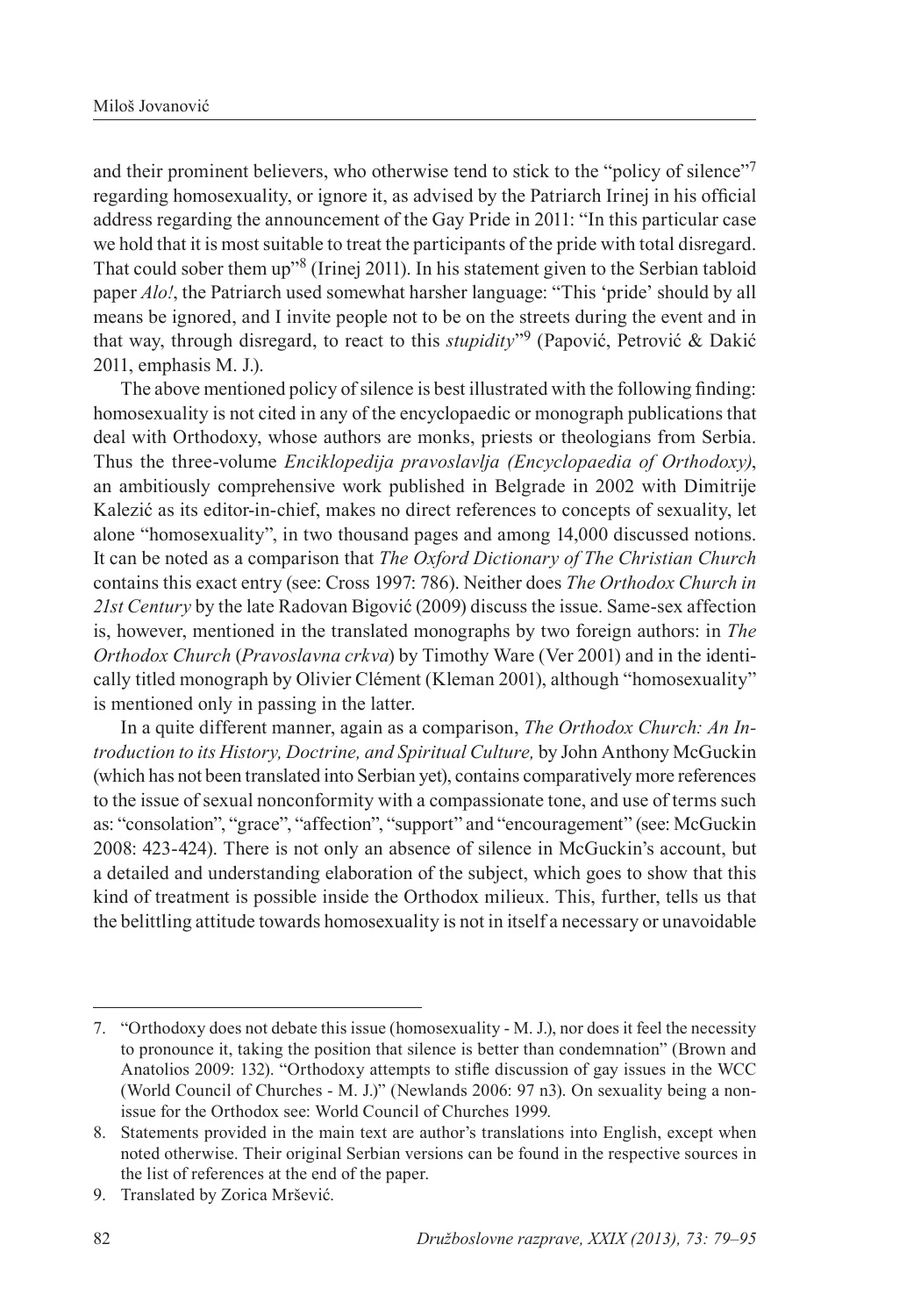and their prominent believers, who otherwise tend to stick to the "policy of silence"[7] regarding homosexuality, or ignore it, as advised by the Patriarch Irinej in his official address regarding the announcement of the Gay Pride in 2011: "In this particular case we hold that it is most suitable to treat the participants of the pride with total disregard. That could sober them up"[8] (Irinej 2011). In his statement given to the Serbian tabloid paper *Alo!*, the Patriarch used somewhat harsher language: "This 'pride' should by all means be ignored, and I invite people not to be on the streets during the event and in that way, through disregard, to react to this *stupidity*"[9] (Papović, Petrović & Dakić 2011, emphasis M. J.).

The above mentioned policy of silence is best illustrated with the following finding: homosexuality is not cited in any of the encyclopaedic or monograph publications that deal with Orthodoxy, whose authors are monks, priests or theologians from Serbia. Thus the three-volume *Enciklopedija pravoslavlja (Encyclopaedia of Orthodoxy)*, an ambitiously comprehensive work published in Belgrade in 2002 with Dimitrije Kalezić as its editor-in-chief, makes no direct references to concepts of sexuality, let alone "homosexuality", in two thousand pages and among 14,000 discussed notions. It can be noted as a comparison that *The Oxford Dictionary of The Christian Church* contains this exact entry (see: Cross 1997: 786). Neither does *The Orthodox Church in 21st Century* by the late Radovan Bigović (2009) discuss the issue. Same-sex affection is, however, mentioned in the translated monographs by two foreign authors: in *The Orthodox Church* (*Pravoslavna crkva*) by Timothy Ware (Ver 2001) and in the identically titled monograph by Olivier Clément (Kleman 2001), although "homosexuality" is mentioned only in passing in the latter.

In a quite different manner, again as a comparison, *The Orthodox Church: An Introduction to its History, Doctrine, and Spiritual Culture,* by John Anthony McGuckin (which has not been translated into Serbian yet), contains comparatively more references to the issue of sexual nonconformity with a compassionate tone, and use of terms such as: "consolation", "grace", "affection", "support" and "encouragement" (see: McGuckin 2008: 423-424). There is not only an absence of silence in McGuckin's account, but a detailed and understanding elaboration of the subject, which goes to show that this kind of treatment is possible inside the Orthodox milieux. This, further, tells us that the belittling attitude towards homosexuality is not in itself a necessary or unavoidable

---

7. "Orthodoxy does not debate this issue (homosexuality - M. J.), nor does it feel the necessity to pronounce it, taking the position that silence is better than condemnation" (Brown and Anatolios 2009: 132). "Orthodoxy attempts to stifle discussion of gay issues in the WCC (World Council of Churches - M. J.)" (Newlands 2006: 97 n3). On sexuality being a non-issue for the Orthodox see: World Council of Churches 1999.
8. Statements provided in the main text are author's translations into English, except when noted otherwise. Their original Serbian versions can be found in the respective sources in the list of references at the end of the paper.
9. Translated by Zorica Mršević.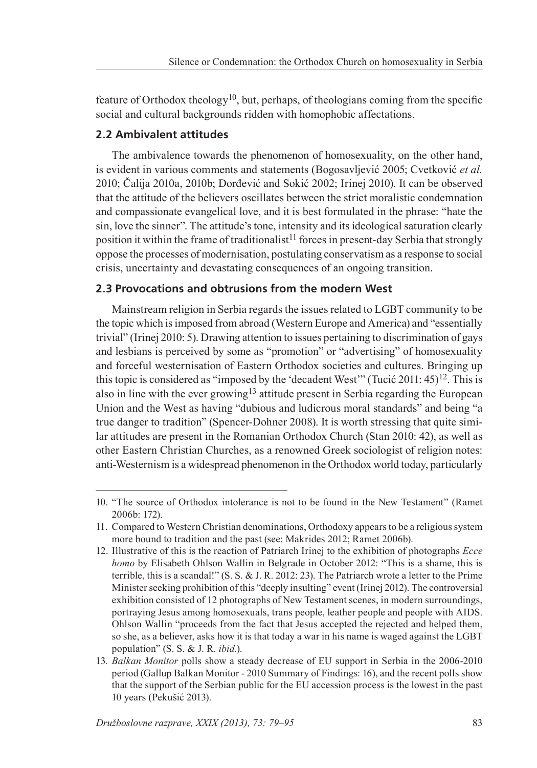feature of Orthodox theology[10], but, perhaps, of theologians coming from the specific social and cultural backgrounds ridden with homophobic affectations.

### 2.2 Ambivalent attitudes

The ambivalence towards the phenomenon of homosexuality, on the other hand, is evident in various comments and statements (Bogosavljević 2005; Cvetković *et al.* 2010; Čalija 2010a, 2010b; Đorđević and Sokić 2002; Irinej 2010). It can be observed that the attitude of the believers oscillates between the strict moralistic condemnation and compassionate evangelical love, and it is best formulated in the phrase: "hate the sin, love the sinner". The attitude's tone, intensity and its ideological saturation clearly position it within the frame of traditionalist[11] forces in present-day Serbia that strongly oppose the processes of modernisation, postulating conservatism as a response to social crisis, uncertainty and devastating consequences of an ongoing transition.

### 2.3 Provocations and obtrusions from the modern West

Mainstream religion in Serbia regards the issues related to LGBT community to be the topic which is imposed from abroad (Western Europe and America) and "essentially trivial" (Irinej 2010: 5). Drawing attention to issues pertaining to discrimination of gays and lesbians is perceived by some as "promotion" or "advertising" of homosexuality and forceful westernisation of Eastern Orthodox societies and cultures. Bringing up this topic is considered as "imposed by the 'decadent West'" (Tucić 2011: 45)[12]. This is also in line with the ever growing[13] attitude present in Serbia regarding the European Union and the West as having "dubious and ludicrous moral standards" and being "a true danger to tradition" (Spencer-Dohner 2008). It is worth stressing that quite similar attitudes are present in the Romanian Orthodox Church (Stan 2010: 42), as well as other Eastern Christian Churches, as a renowned Greek sociologist of religion notes: anti-Westernism is a widespread phenomenon in the Orthodox world today, particularly

---

10. "The source of Orthodox intolerance is not to be found in the New Testament" (Ramet 2006b: 172).

11. Compared to Western Christian denominations, Orthodoxy appears to be a religious system more bound to tradition and the past (see: Makrides 2012; Ramet 2006b).

12. Illustrative of this is the reaction of Patriarch Irinej to the exhibition of photographs *Ecce homo* by Elisabeth Ohlson Wallin in Belgrade in October 2012: "This is a shame, this is terrible, this is a scandal!" (S. S. & J. R. 2012: 23). The Patriarch wrote a letter to the Prime Minister seeking prohibition of this "deeply insulting" event (Irinej 2012). The controversial exhibition consisted of 12 photographs of New Testament scenes, in modern surroundings, portraying Jesus among homosexuals, trans people, leather people and people with AIDS. Ohlson Wallin "proceeds from the fact that Jesus accepted the rejected and helped them, so she, as a believer, asks how it is that today a war in his name is waged against the LGBT population" (S. S. & J. R. *ibid.*).

13. *Balkan Monitor* polls show a steady decrease of EU support in Serbia in the 2006-2010 period (Gallup Balkan Monitor - 2010 Summary of Findings: 16), and the recent polls show that the support of the Serbian public for the EU accession process is the lowest in the past 10 years (Pekušić 2013).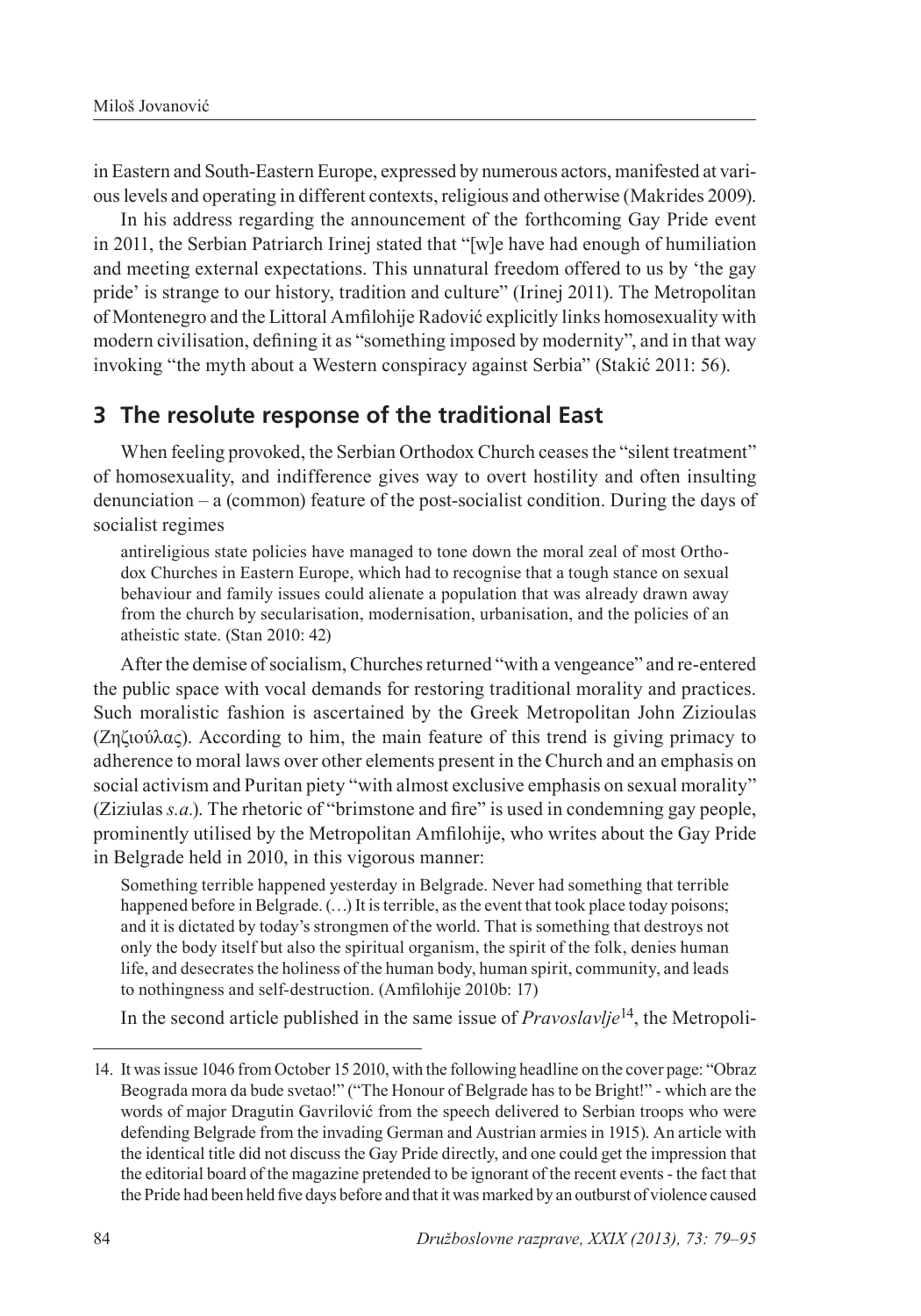in Eastern and South-Eastern Europe, expressed by numerous actors, manifested at various levels and operating in different contexts, religious and otherwise (Makrides 2009).

In his address regarding the announcement of the forthcoming Gay Pride event in 2011, the Serbian Patriarch Irinej stated that "[w]e have had enough of humiliation and meeting external expectations. This unnatural freedom offered to us by 'the gay pride' is strange to our history, tradition and culture" (Irinej 2011). The Metropolitan of Montenegro and the Littoral Amfilohije Radović explicitly links homosexuality with modern civilisation, defining it as "something imposed by modernity", and in that way invoking "the myth about a Western conspiracy against Serbia" (Stakić 2011: 56).

## 3 The resolute response of the traditional East

When feeling provoked, the Serbian Orthodox Church ceases the "silent treatment" of homosexuality, and indifference gives way to overt hostility and often insulting denunciation – a (common) feature of the post-socialist condition. During the days of socialist regimes

> antireligious state policies have managed to tone down the moral zeal of most Orthodox Churches in Eastern Europe, which had to recognise that a tough stance on sexual behaviour and family issues could alienate a population that was already drawn away from the church by secularisation, modernisation, urbanisation, and the policies of an atheistic state. (Stan 2010: 42)

After the demise of socialism, Churches returned "with a vengeance" and re-entered the public space with vocal demands for restoring traditional morality and practices. Such moralistic fashion is ascertained by the Greek Metropolitan John Zizioulas (Ζηζιούλας). According to him, the main feature of this trend is giving primacy to adherence to moral laws over other elements present in the Church and an emphasis on social activism and Puritan piety "with almost exclusive emphasis on sexual morality" (Ziziulas *s.a.*). The rhetoric of "brimstone and fire" is used in condemning gay people, prominently utilised by the Metropolitan Amfilohije, who writes about the Gay Pride in Belgrade held in 2010, in this vigorous manner:

> Something terrible happened yesterday in Belgrade. Never had something that terrible happened before in Belgrade. (…) It is terrible, as the event that took place today poisons; and it is dictated by today's strongmen of the world. That is something that destroys not only the body itself but also the spiritual organism, the spirit of the folk, denies human life, and desecrates the holiness of the human body, human spirit, community, and leads to nothingness and self-destruction. (Amfilohije 2010b: 17)

In the second article published in the same issue of *Pravoslavlje*[14], the Metropoli-

---

14. It was issue 1046 from October 15 2010, with the following headline on the cover page: "Obraz Beograda mora da bude svetao!" ("The Honour of Belgrade has to be Bright!" - which are the words of major Dragutin Gavrilović from the speech delivered to Serbian troops who were defending Belgrade from the invading German and Austrian armies in 1915). An article with the identical title did not discuss the Gay Pride directly, and one could get the impression that the editorial board of the magazine pretended to be ignorant of the recent events - the fact that the Pride had been held five days before and that it was marked by an outburst of violence caused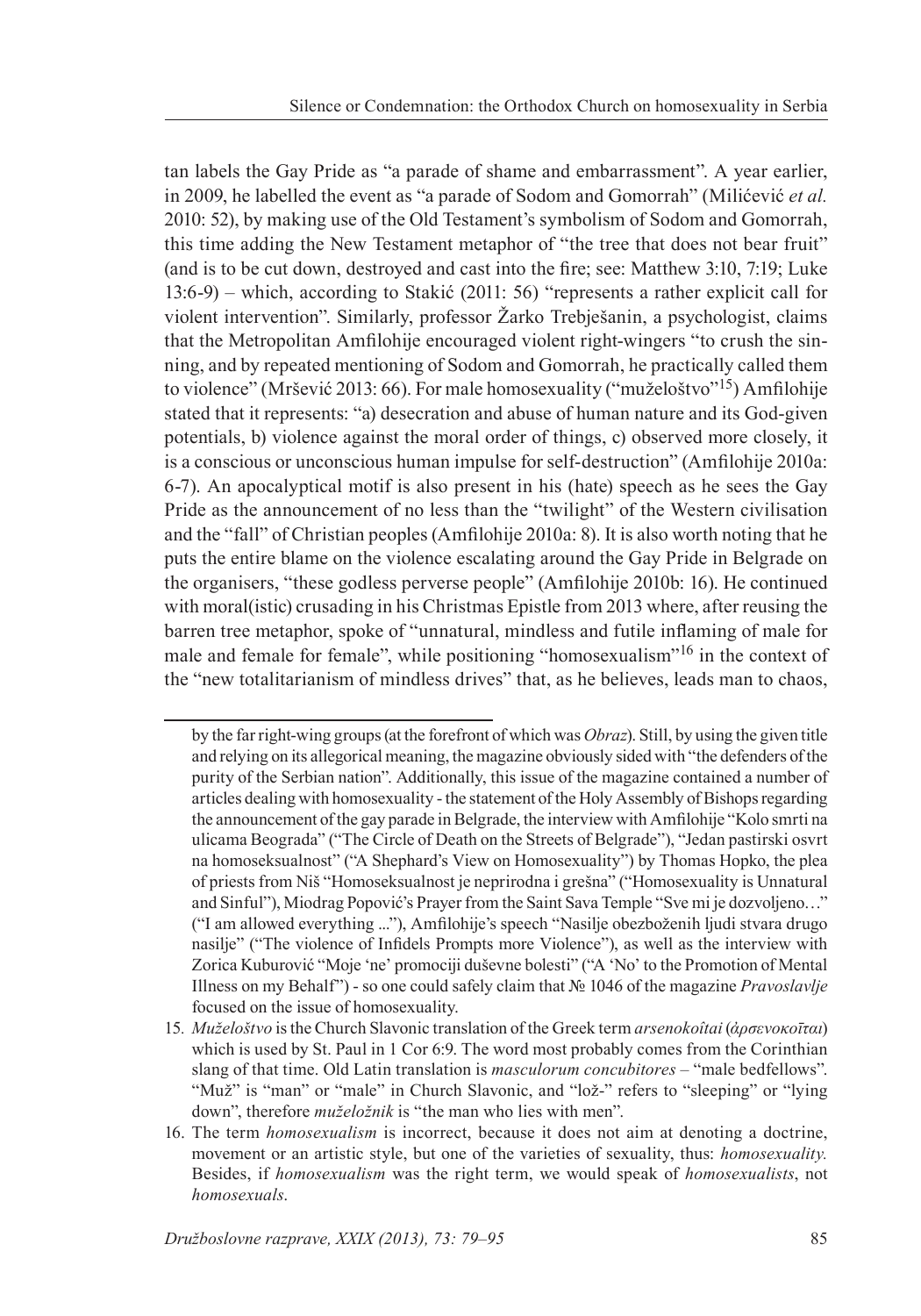tan labels the Gay Pride as "a parade of shame and embarrassment". A year earlier, in 2009, he labelled the event as "a parade of Sodom and Gomorrah" (Milićević *et al.* 2010: 52), by making use of the Old Testament's symbolism of Sodom and Gomorrah, this time adding the New Testament metaphor of "the tree that does not bear fruit" (and is to be cut down, destroyed and cast into the fire; see: Matthew 3:10, 7:19; Luke 13:6-9) – which, according to Stakić (2011: 56) "represents a rather explicit call for violent intervention". Similarly, professor Žarko Trebješanin, a psychologist, claims that the Metropolitan Amfilohije encouraged violent right-wingers "to crush the sinning, and by repeated mentioning of Sodom and Gomorrah, he practically called them to violence" (Mršević 2013: 66). For male homosexuality ("muželoštvo"[15]) Amfilohije stated that it represents: "a) desecration and abuse of human nature and its God-given potentials, b) violence against the moral order of things, c) observed more closely, it is a conscious or unconscious human impulse for self-destruction" (Amfilohije 2010a: 6-7). An apocalyptical motif is also present in his (hate) speech as he sees the Gay Pride as the announcement of no less than the "twilight" of the Western civilisation and the "fall" of Christian peoples (Amfilohije 2010a: 8). It is also worth noting that he puts the entire blame on the violence escalating around the Gay Pride in Belgrade on the organisers, "these godless perverse people" (Amfilohije 2010b: 16). He continued with moral(istic) crusading in his Christmas Epistle from 2013 where, after reusing the barren tree metaphor, spoke of "unnatural, mindless and futile inflaming of male for male and female for female", while positioning "homosexualism"[16] in the context of the "new totalitarianism of mindless drives" that, as he believes, leads man to chaos,

---

by the far right-wing groups (at the forefront of which was *Obraz*). Still, by using the given title and relying on its allegorical meaning, the magazine obviously sided with "the defenders of the purity of the Serbian nation". Additionally, this issue of the magazine contained a number of articles dealing with homosexuality - the statement of the Holy Assembly of Bishops regarding the announcement of the gay parade in Belgrade, the interview with Amfilohije "Kolo smrti na ulicama Beograda" ("The Circle of Death on the Streets of Belgrade"), "Jedan pastirski osvrt na homoseksualnost" ("A Shephard's View on Homosexuality") by Thomas Hopko, the plea of priests from Niš "Homoseksualnost je neprirodna i grešna" ("Homosexuality is Unnatural and Sinful"), Miodrag Popović's Prayer from the Saint Sava Temple "Sve mi je dozvoljeno…" ("I am allowed everything ..."), Amfilohije's speech "Nasilje obezboženih ljudi stvara drugo nasilje" ("The violence of Infidels Prompts more Violence"), as well as the interview with Zorica Kuburović "Moje 'ne' promociji duševne bolesti" ("A 'No' to the Promotion of Mental Illness on my Behalf") - so one could safely claim that № 1046 of the magazine *Pravoslavlje* focused on the issue of homosexuality.

15. *Muželoštvo* is the Church Slavonic translation of the Greek term *arsenokoîtai* (*ἀρσενοκοῖται*) which is used by St. Paul in 1 Cor 6:9. The word most probably comes from the Corinthian slang of that time. Old Latin translation is *masculorum concubitores* – "male bedfellows". "Muž" is "man" or "male" in Church Slavonic, and "lož-" refers to "sleeping" or "lying down", therefore *muželožnik* is "the man who lies with men".

16. The term *homosexualism* is incorrect, because it does not aim at denoting a doctrine, movement or an artistic style, but one of the varieties of sexuality, thus: *homosexuality.* Besides, if *homosexualism* was the right term, we would speak of *homosexualists*, not *homosexuals*.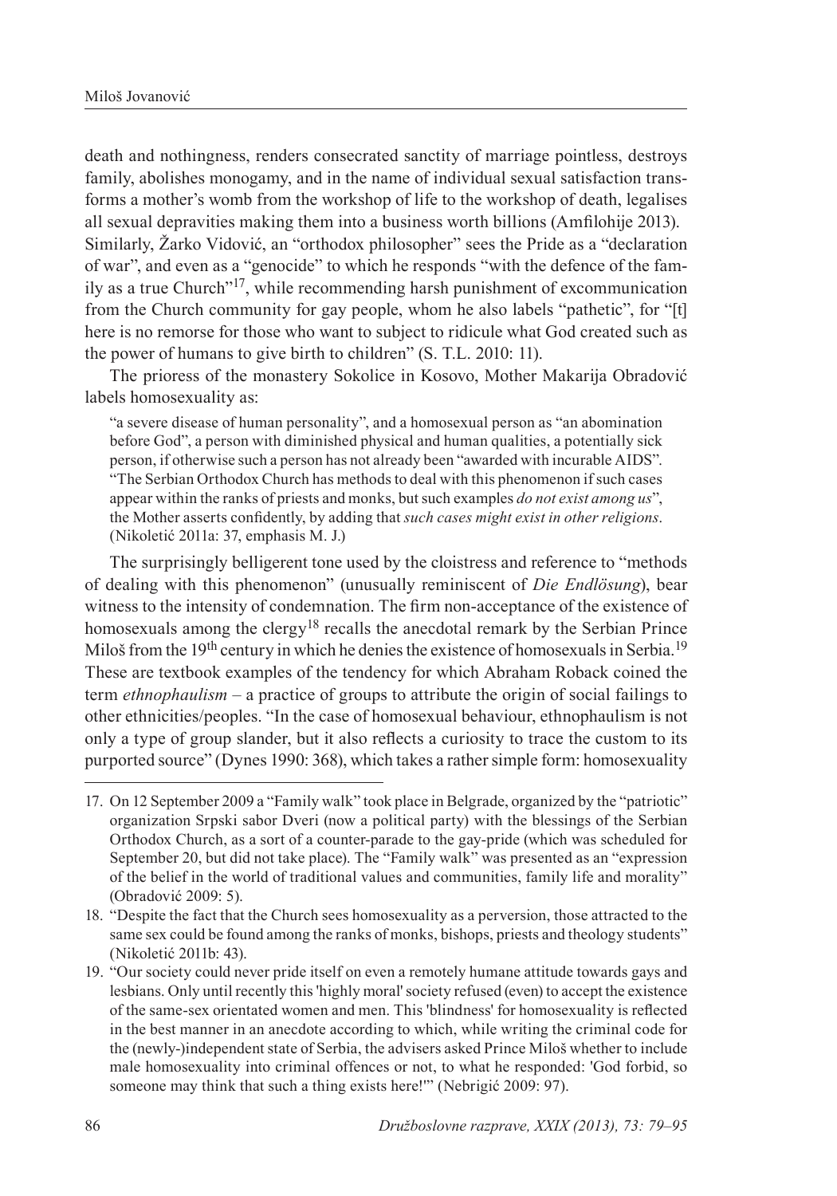death and nothingness, renders consecrated sanctity of marriage pointless, destroys family, abolishes monogamy, and in the name of individual sexual satisfaction transforms a mother's womb from the workshop of life to the workshop of death, legalises all sexual depravities making them into a business worth billions (Amfilohije 2013).

Similarly, Žarko Vidović, an "orthodox philosopher" sees the Pride as a "declaration of war", and even as a "genocide" to which he responds "with the defence of the family as a true Church"[17], while recommending harsh punishment of excommunication from the Church community for gay people, whom he also labels "pathetic", for "[t]here is no remorse for those who want to subject to ridicule what God created such as the power of humans to give birth to children" (S. T.L. 2010: 11).

The prioress of the monastery Sokolice in Kosovo, Mother Makarija Obradović labels homosexuality as:

> "a severe disease of human personality", and a homosexual person as "an abomination before God", a person with diminished physical and human qualities, a potentially sick person, if otherwise such a person has not already been "awarded with incurable AIDS". "The Serbian Orthodox Church has methods to deal with this phenomenon if such cases appear within the ranks of priests and monks, but such examples *do not exist among us*", the Mother asserts confidently, by adding that *such cases might exist in other religions*. (Nikoletić 2011a: 37, emphasis M. J.)

The surprisingly belligerent tone used by the cloistress and reference to "methods of dealing with this phenomenon" (unusually reminiscent of *Die Endlösung*), bear witness to the intensity of condemnation. The firm non-acceptance of the existence of homosexuals among the clergy[18] recalls the anecdotal remark by the Serbian Prince Miloš from the 19th century in which he denies the existence of homosexuals in Serbia.[19] These are textbook examples of the tendency for which Abraham Roback coined the term *ethnophaulism* – a practice of groups to attribute the origin of social failings to other ethnicities/peoples. "In the case of homosexual behaviour, ethnophaulism is not only a type of group slander, but it also reflects a curiosity to trace the custom to its purported source" (Dynes 1990: 368), which takes a rather simple form: homosexuality

---

17. On 12 September 2009 a "Family walk" took place in Belgrade, organized by the "patriotic" organization Srpski sabor Dveri (now a political party) with the blessings of the Serbian Orthodox Church, as a sort of a counter-parade to the gay-pride (which was scheduled for September 20, but did not take place). The "Family walk" was presented as an "expression of the belief in the world of traditional values and communities, family life and morality" (Obradović 2009: 5).
18. "Despite the fact that the Church sees homosexuality as a perversion, those attracted to the same sex could be found among the ranks of monks, bishops, priests and theology students" (Nikoletić 2011b: 43).
19. "Our society could never pride itself on even a remotely humane attitude towards gays and lesbians. Only until recently this 'highly moral' society refused (even) to accept the existence of the same-sex orientated women and men. This 'blindness' for homosexuality is reflected in the best manner in an anecdote according to which, while writing the criminal code for the (newly-)independent state of Serbia, the advisers asked Prince Miloš whether to include male homosexuality into criminal offences or not, to what he responded: 'God forbid, so someone may think that such a thing exists here!'" (Nebrigić 2009: 97).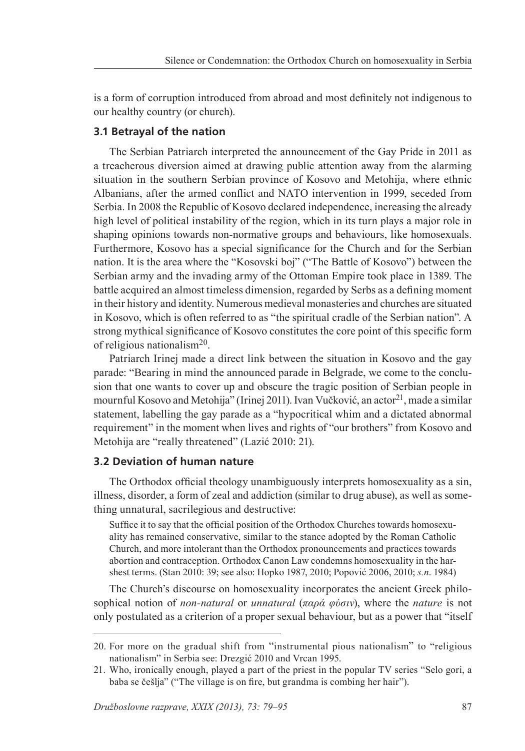is a form of corruption introduced from abroad and most definitely not indigenous to our healthy country (or church).

### 3.1 Betrayal of the nation

The Serbian Patriarch interpreted the announcement of the Gay Pride in 2011 as a treacherous diversion aimed at drawing public attention away from the alarming situation in the southern Serbian province of Kosovo and Metohija, where ethnic Albanians, after the armed conflict and NATO intervention in 1999, seceded from Serbia. In 2008 the Republic of Kosovo declared independence, increasing the already high level of political instability of the region, which in its turn plays a major role in shaping opinions towards non-normative groups and behaviours, like homosexuals. Furthermore, Kosovo has a special significance for the Church and for the Serbian nation. It is the area where the "Kosovski boj" ("The Battle of Kosovo") between the Serbian army and the invading army of the Ottoman Empire took place in 1389. The battle acquired an almost timeless dimension, regarded by Serbs as a defining moment in their history and identity. Numerous medieval monasteries and churches are situated in Kosovo, which is often referred to as "the spiritual cradle of the Serbian nation". A strong mythical significance of Kosovo constitutes the core point of this specific form of religious nationalism[20].

Patriarch Irinej made a direct link between the situation in Kosovo and the gay parade: "Bearing in mind the announced parade in Belgrade, we come to the conclusion that one wants to cover up and obscure the tragic position of Serbian people in mournful Kosovo and Metohija" (Irinej 2011). Ivan Vučković, an actor[21], made a similar statement, labelling the gay parade as a "hypocritical whim and a dictated abnormal requirement" in the moment when lives and rights of "our brothers" from Kosovo and Metohija are "really threatened" (Lazić 2010: 21).

### 3.2 Deviation of human nature

The Orthodox official theology unambiguously interprets homosexuality as a sin, illness, disorder, a form of zeal and addiction (similar to drug abuse), as well as something unnatural, sacrilegious and destructive:

> Suffice it to say that the official position of the Orthodox Churches towards homosexuality has remained conservative, similar to the stance adopted by the Roman Catholic Church, and more intolerant than the Orthodox pronouncements and practices towards abortion and contraception. Orthodox Canon Law condemns homosexuality in the harshest terms. (Stan 2010: 39; see also: Hopko 1987, 2010; Popović 2006, 2010; *s.n.* 1984)

The Church's discourse on homosexuality incorporates the ancient Greek philosophical notion of *non-natural* or *unnatural* (*παρά φύσιν*), where the *nature* is not only postulated as a criterion of a proper sexual behaviour, but as a power that "itself

---

20. For more on the gradual shift from "instrumental pious nationalism" to "religious nationalism" in Serbia see: Drezgić 2010 and Vrcan 1995.

21. Who, ironically enough, played a part of the priest in the popular TV series "Selo gori, a baba se češlja" ("The village is on fire, but grandma is combing her hair").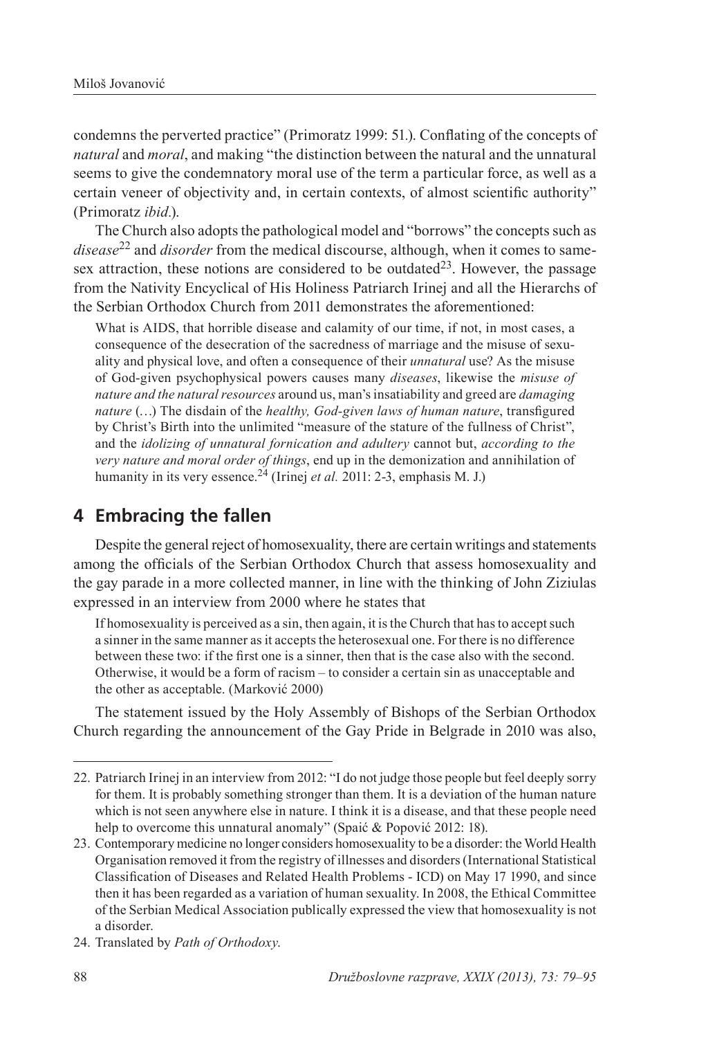condemns the perverted practice" (Primoratz 1999: 51.). Conflating of the concepts of *natural* and *moral*, and making "the distinction between the natural and the unnatural seems to give the condemnatory moral use of the term a particular force, as well as a certain veneer of objectivity and, in certain contexts, of almost scientific authority" (Primoratz *ibid*.).

The Church also adopts the pathological model and "borrows" the concepts such as *disease*[22] and *disorder* from the medical discourse, although, when it comes to same-sex attraction, these notions are considered to be outdated[23]. However, the passage from the Nativity Encyclical of His Holiness Patriarch Irinej and all the Hierarchs of the Serbian Orthodox Church from 2011 demonstrates the aforementioned:

> What is AIDS, that horrible disease and calamity of our time, if not, in most cases, a consequence of the desecration of the sacredness of marriage and the misuse of sexuality and physical love, and often a consequence of their *unnatural* use? As the misuse of God-given psychophysical powers causes many *diseases*, likewise the *misuse of nature and the natural resources* around us, man's insatiability and greed are *damaging nature* (…) The disdain of the *healthy, God-given laws of human nature*, transfigured by Christ's Birth into the unlimited "measure of the stature of the fullness of Christ", and the *idolizing of unnatural fornication and adultery* cannot but, *according to the very nature and moral order of things*, end up in the demonization and annihilation of humanity in its very essence.[24] (Irinej *et al.* 2011: 2-3, emphasis M. J.)

## 4 Embracing the fallen

Despite the general reject of homosexuality, there are certain writings and statements among the officials of the Serbian Orthodox Church that assess homosexuality and the gay parade in a more collected manner, in line with the thinking of John Ziziulas expressed in an interview from 2000 where he states that

> If homosexuality is perceived as a sin, then again, it is the Church that has to accept such a sinner in the same manner as it accepts the heterosexual one. For there is no difference between these two: if the first one is a sinner, then that is the case also with the second. Otherwise, it would be a form of racism – to consider a certain sin as unacceptable and the other as acceptable. (Marković 2000)

The statement issued by the Holy Assembly of Bishops of the Serbian Orthodox Church regarding the announcement of the Gay Pride in Belgrade in 2010 was also,

---

22. Patriarch Irinej in an interview from 2012: "I do not judge those people but feel deeply sorry for them. It is probably something stronger than them. It is a deviation of the human nature which is not seen anywhere else in nature. I think it is a disease, and that these people need help to overcome this unnatural anomaly" (Spaić & Popović 2012: 18).

23. Contemporary medicine no longer considers homosexuality to be a disorder: the World Health Organisation removed it from the registry of illnesses and disorders (International Statistical Classification of Diseases and Related Health Problems - ICD) on May 17 1990, and since then it has been regarded as a variation of human sexuality. In 2008, the Ethical Committee of the Serbian Medical Association publically expressed the view that homosexuality is not a disorder.

24. Translated by *Path of Orthodoxy*.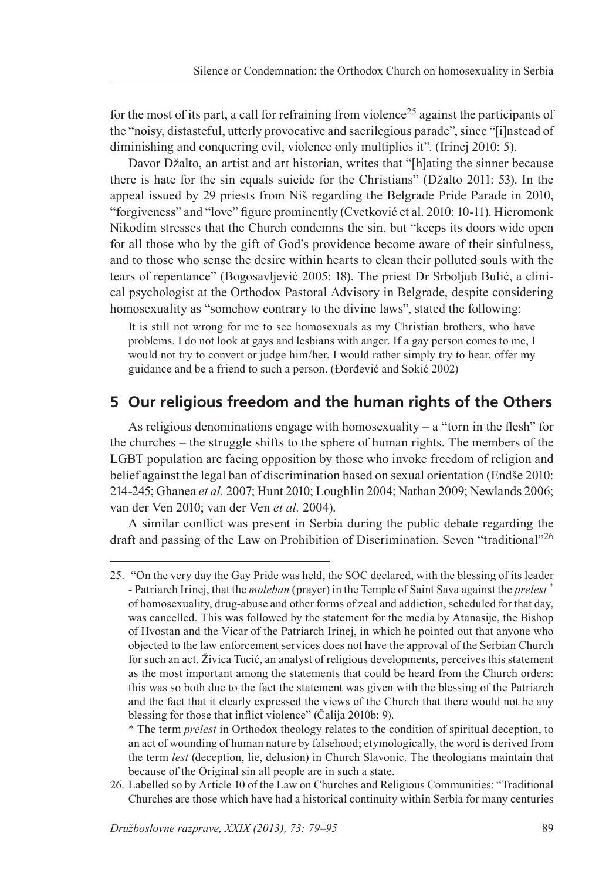for the most of its part, a call for refraining from violence[25] against the participants of the "noisy, distasteful, utterly provocative and sacrilegious parade", since "[i]nstead of diminishing and conquering evil, violence only multiplies it". (Irinej 2010: 5).

Davor Džalto, an artist and art historian, writes that "[h]ating the sinner because there is hate for the sin equals suicide for the Christians" (Džalto 2011: 53). In the appeal issued by 29 priests from Niš regarding the Belgrade Pride Parade in 2010, "forgiveness" and "love" figure prominently (Cvetković et al. 2010: 10-11). Hieromonk Nikodim stresses that the Church condemns the sin, but "keeps its doors wide open for all those who by the gift of God's providence become aware of their sinfulness, and to those who sense the desire within hearts to clean their polluted souls with the tears of repentance" (Bogosavljević 2005: 18). The priest Dr Srboljub Bulić, a clinical psychologist at the Orthodox Pastoral Advisory in Belgrade, despite considering homosexuality as "somehow contrary to the divine laws", stated the following:

> It is still not wrong for me to see homosexuals as my Christian brothers, who have problems. I do not look at gays and lesbians with anger. If a gay person comes to me, I would not try to convert or judge him/her, I would rather simply try to hear, offer my guidance and be a friend to such a person. (Đorđević and Sokić 2002)

## 5 Our religious freedom and the human rights of the Others

As religious denominations engage with homosexuality – a "torn in the flesh" for the churches – the struggle shifts to the sphere of human rights. The members of the LGBT population are facing opposition by those who invoke freedom of religion and belief against the legal ban of discrimination based on sexual orientation (Endše 2010: 214-245; Ghanea *et al.* 2007; Hunt 2010; Loughlin 2004; Nathan 2009; Newlands 2006; van der Ven 2010; van der Ven *et al.* 2004).

A similar conflict was present in Serbia during the public debate regarding the draft and passing of the Law on Prohibition of Discrimination. Seven "traditional"[26]

---

25. "On the very day the Gay Pride was held, the SOC declared, with the blessing of its leader - Patriarch Irinej, that the *moleban* (prayer) in the Temple of Saint Sava against the *prelest* * of homosexuality, drug-abuse and other forms of zeal and addiction, scheduled for that day, was cancelled. This was followed by the statement for the media by Atanasije, the Bishop of Hvostan and the Vicar of the Patriarch Irinej, in which he pointed out that anyone who objected to the law enforcement services does not have the approval of the Serbian Church for such an act. Živica Tucić, an analyst of religious developments, perceives this statement as the most important among the statements that could be heard from the Church orders: this was so both due to the fact the statement was given with the blessing of the Patriarch and the fact that it clearly expressed the views of the Church that there would not be any blessing for those that inflict violence" (Čalija 2010b: 9).

 * The term *prelest* in Orthodox theology relates to the condition of spiritual deception, to an act of wounding of human nature by falsehood; etymologically, the word is derived from the term *lest* (deception, lie, delusion) in Church Slavonic. The theologians maintain that because of the Original sin all people are in such a state.

26. Labelled so by Article 10 of the Law on Churches and Religious Communities: "Traditional Churches are those which have had a historical continuity within Serbia for many centuries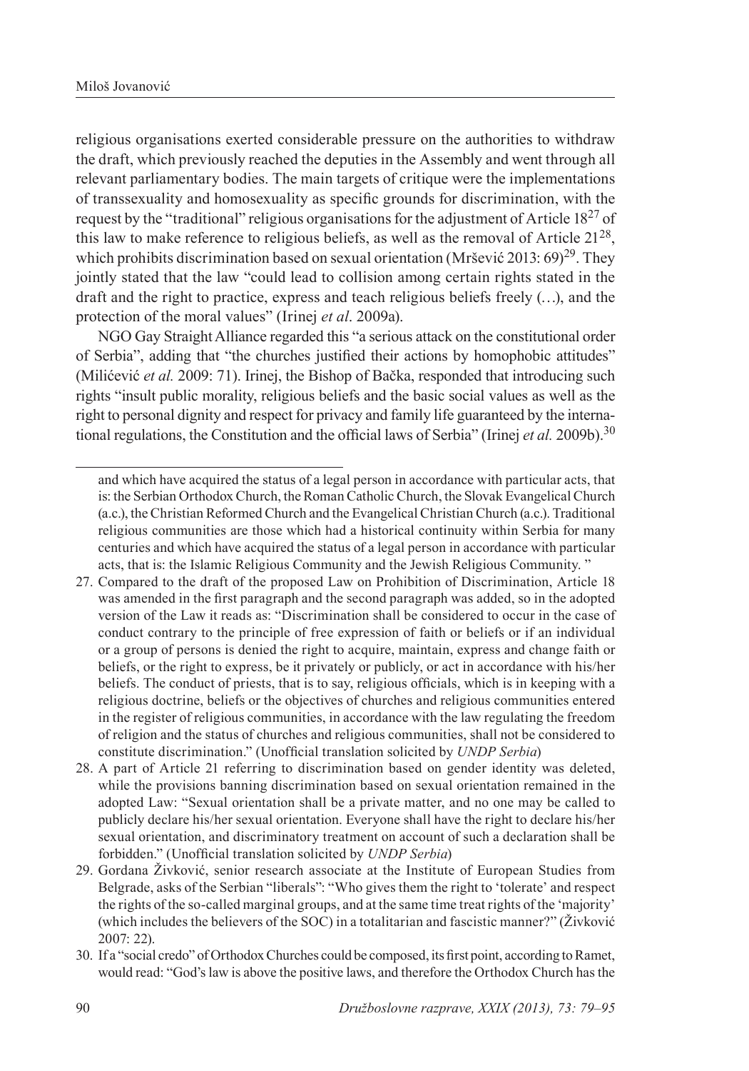religious organisations exerted considerable pressure on the authorities to withdraw the draft, which previously reached the deputies in the Assembly and went through all relevant parliamentary bodies. The main targets of critique were the implementations of transsexuality and homosexuality as specific grounds for discrimination, with the request by the "traditional" religious organisations for the adjustment of Article 18[27] of this law to make reference to religious beliefs, as well as the removal of Article 21[28], which prohibits discrimination based on sexual orientation (Mršević 2013: 69)[29]. They jointly stated that the law "could lead to collision among certain rights stated in the draft and the right to practice, express and teach religious beliefs freely (…), and the protection of the moral values" (Irinej *et al*. 2009a).

NGO Gay Straight Alliance regarded this "a serious attack on the constitutional order of Serbia", adding that "the churches justified their actions by homophobic attitudes" (Milićević *et al.* 2009: 71). Irinej, the Bishop of Bačka, responded that introducing such rights "insult public morality, religious beliefs and the basic social values as well as the right to personal dignity and respect for privacy and family life guaranteed by the international regulations, the Constitution and the official laws of Serbia" (Irinej *et al.* 2009b).[30]

---

and which have acquired the status of a legal person in accordance with particular acts, that is: the Serbian Orthodox Church, the Roman Catholic Church, the Slovak Evangelical Church (a.c.), the Christian Reformed Church and the Evangelical Christian Church (a.c.). Traditional religious communities are those which had a historical continuity within Serbia for many centuries and which have acquired the status of a legal person in accordance with particular acts, that is: the Islamic Religious Community and the Jewish Religious Community. "

27. Compared to the draft of the proposed Law on Prohibition of Discrimination, Article 18 was amended in the first paragraph and the second paragraph was added, so in the adopted version of the Law it reads as: "Discrimination shall be considered to occur in the case of conduct contrary to the principle of free expression of faith or beliefs or if an individual or a group of persons is denied the right to acquire, maintain, express and change faith or beliefs, or the right to express, be it privately or publicly, or act in accordance with his/her beliefs. The conduct of priests, that is to say, religious officials, which is in keeping with a religious doctrine, beliefs or the objectives of churches and religious communities entered in the register of religious communities, in accordance with the law regulating the freedom of religion and the status of churches and religious communities, shall not be considered to constitute discrimination." (Unofficial translation solicited by *UNDP Serbia*)
28. A part of Article 21 referring to discrimination based on gender identity was deleted, while the provisions banning discrimination based on sexual orientation remained in the adopted Law: "Sexual orientation shall be a private matter, and no one may be called to publicly declare his/her sexual orientation. Everyone shall have the right to declare his/her sexual orientation, and discriminatory treatment on account of such a declaration shall be forbidden." (Unofficial translation solicited by *UNDP Serbia*)
29. Gordana Živković, senior research associate at the Institute of European Studies from Belgrade, asks of the Serbian "liberals": "Who gives them the right to 'tolerate' and respect the rights of the so-called marginal groups, and at the same time treat rights of the 'majority' (which includes the believers of the SOC) in a totalitarian and fascistic manner?" (Živković 2007: 22).
30. If a "social credo" of Orthodox Churches could be composed, its first point, according to Ramet, would read: "God's law is above the positive laws, and therefore the Orthodox Church has the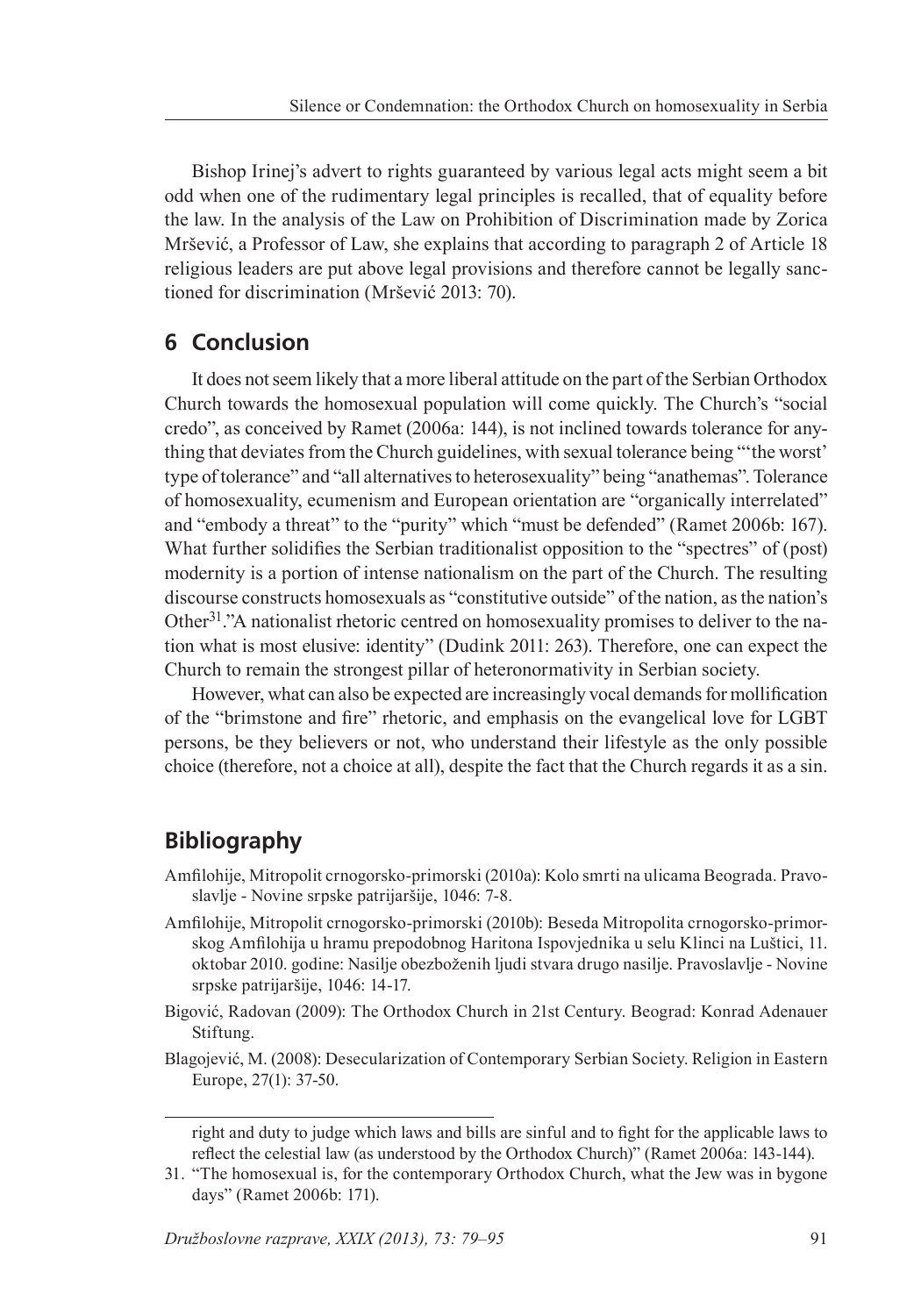Bishop Irinej's advert to rights guaranteed by various legal acts might seem a bit odd when one of the rudimentary legal principles is recalled, that of equality before the law. In the analysis of the Law on Prohibition of Discrimination made by Zorica Mršević, a Professor of Law, she explains that according to paragraph 2 of Article 18 religious leaders are put above legal provisions and therefore cannot be legally sanctioned for discrimination (Mršević 2013: 70).

## 6 Conclusion

It does not seem likely that a more liberal attitude on the part of the Serbian Orthodox Church towards the homosexual population will come quickly. The Church's "social credo", as conceived by Ramet (2006a: 144), is not inclined towards tolerance for anything that deviates from the Church guidelines, with sexual tolerance being "'the worst' type of tolerance" and "all alternatives to heterosexuality" being "anathemas". Tolerance of homosexuality, ecumenism and European orientation are "organically interrelated" and "embody a threat" to the "purity" which "must be defended" (Ramet 2006b: 167). What further solidifies the Serbian traditionalist opposition to the "spectres" of (post) modernity is a portion of intense nationalism on the part of the Church. The resulting discourse constructs homosexuals as "constitutive outside" of the nation, as the nation's Other[31]."A nationalist rhetoric centred on homosexuality promises to deliver to the nation what is most elusive: identity" (Dudink 2011: 263). Therefore, one can expect the Church to remain the strongest pillar of heteronormativity in Serbian society.

However, what can also be expected are increasingly vocal demands for mollification of the "brimstone and fire" rhetoric, and emphasis on the evangelical love for LGBT persons, be they believers or not, who understand their lifestyle as the only possible choice (therefore, not a choice at all), despite the fact that the Church regards it as a sin.

## Bibliography

Amfilohije, Mitropolit crnogorsko-primorski (2010a): Kolo smrti na ulicama Beograda. Pravoslavlje - Novine srpske patrijaršije, 1046: 7-8.

Amfilohije, Mitropolit crnogorsko-primorski (2010b): Beseda Mitropolita crnogorsko-primorskog Amfilohija u hramu prepodobnog Haritona Ispovjednika u selu Klinci na Luštici, 11. oktobar 2010. godine: Nasilje obezboženih ljudi stvara drugo nasilje. Pravoslavlje - Novine srpske patrijaršije, 1046: 14-17.

Bigović, Radovan (2009): The Orthodox Church in 21st Century. Beograd: Konrad Adenauer Stiftung.

Blagojević, M. (2008): Desecularization of Contemporary Serbian Society. Religion in Eastern Europe, 27(1): 37-50.

---

right and duty to judge which laws and bills are sinful and to fight for the applicable laws to reflect the celestial law (as understood by the Orthodox Church)" (Ramet 2006a: 143-144).

31. "The homosexual is, for the contemporary Orthodox Church, what the Jew was in bygone days" (Ramet 2006b: 171).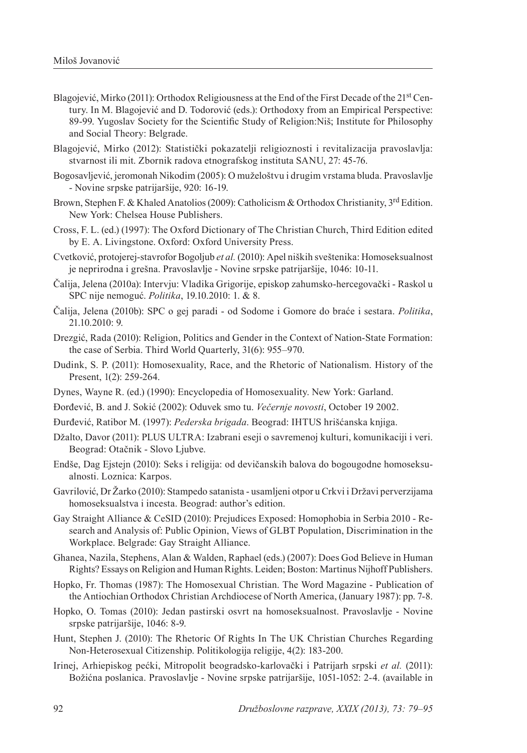Blagojević, Mirko (2011): Orthodox Religiousness at the End of the First Decade of the 21st Century. In M. Blagojević and D. Todorović (eds.): Orthodoxy from an Empirical Perspective: 89-99. Yugoslav Society for the Scientific Study of Religion:Niš; Institute for Philosophy and Social Theory: Belgrade.

Blagojević, Mirko (2012): Statistički pokazatelji religioznosti i revitalizacija pravoslavlja: stvarnost ili mit. Zbornik radova etnografskog instituta SANU, 27: 45-76.

Bogosavljević, jeromonah Nikodim (2005): O muželoštvu i drugim vrstama bluda. Pravoslavlje - Novine srpske patrijaršije, 920: 16-19.

Brown, Stephen F. & Khaled Anatolios (2009): Catholicism & Orthodox Christianity, 3rd Edition. New York: Chelsea House Publishers.

Cross, F. L. (ed.) (1997): The Oxford Dictionary of The Christian Church, Third Edition edited by E. A. Livingstone. Oxford: Oxford University Press.

Cvetković, protojerej-stavrofor Bogoljub *et al.* (2010): Apel niških sveštenika: Homoseksualnost je neprirodna i grešna. Pravoslavlje - Novine srpske patrijaršije, 1046: 10-11.

Čalija, Jelena (2010a): Intervju: Vladika Grigorije, episkop zahumsko-hercegovački - Raskol u SPC nije nemoguć. *Politika*, 19.10.2010: 1. & 8.

Čalija, Jelena (2010b): SPC o gej paradi - od Sodome i Gomore do braće i sestara. *Politika*, 21.10.2010: 9.

Drezgić, Rada (2010): Religion, Politics and Gender in the Context of Nation-State Formation: the case of Serbia. Third World Quarterly, 31(6): 955–970.

Dudink, S. P. (2011): Homosexuality, Race, and the Rhetoric of Nationalism. History of the Present, 1(2): 259-264.

Dynes, Wayne R. (ed.) (1990): Encyclopedia of Homosexuality. New York: Garland.

Đorđević, B. and J. Sokić (2002): Oduvek smo tu. *Večernje novosti*, October 19 2002.

Đurđević, Ratibor M. (1997): *Pederska brigada*. Beograd: IHTUS hrišćanska knjiga.

Džalto, Davor (2011): PLUS ULTRA: Izabrani eseji o savremenoj kulturi, komunikaciji i veri. Beograd: Otačnik - Slovo Ljubve.

Endše, Dag Ejstejn (2010): Seks i religija: od devičanskih balova do bogougodne homoseksualnosti. Loznica: Karpos.

Gavrilović, Dr Žarko (2010): Stampedo satanista - usamljeni otpor u Crkvi i Državi perverzijama homoseksualstva i incesta. Beograd: author's edition.

Gay Straight Alliance & CeSID (2010): Prejudices Exposed: Homophobia in Serbia 2010 - Research and Analysis of: Public Opinion, Views of GLBT Population, Discrimination in the Workplace. Belgrade: Gay Straight Alliance.

Ghanea, Nazila, Stephens, Alan & Walden, Raphael (eds.) (2007): Does God Believe in Human Rights? Essays on Religion and Human Rights. Leiden; Boston: Martinus Nijhoff Publishers.

Hopko, Fr. Thomas (1987): The Homosexual Christian. The Word Magazine - Publication of the Antiochian Orthodox Christian Archdiocese of North America, (January 1987): pp. 7-8.

Hopko, O. Tomas (2010): Jedan pastirski osvrt na homoseksualnost. Pravoslavlje - Novine srpske patrijaršije, 1046: 8-9.

Hunt, Stephen J. (2010): The Rhetoric Of Rights In The UK Christian Churches Regarding Non-Heterosexual Citizenship. Politikologija religije, 4(2): 183-200.

Irinej, Arhiepiskop pećki, Mitropolit beogradsko-karlovački i Patrijarh srpski *et al.* (2011): Božićna poslanica. Pravoslavlje - Novine srpske patrijaršije, 1051-1052: 2-4. (available in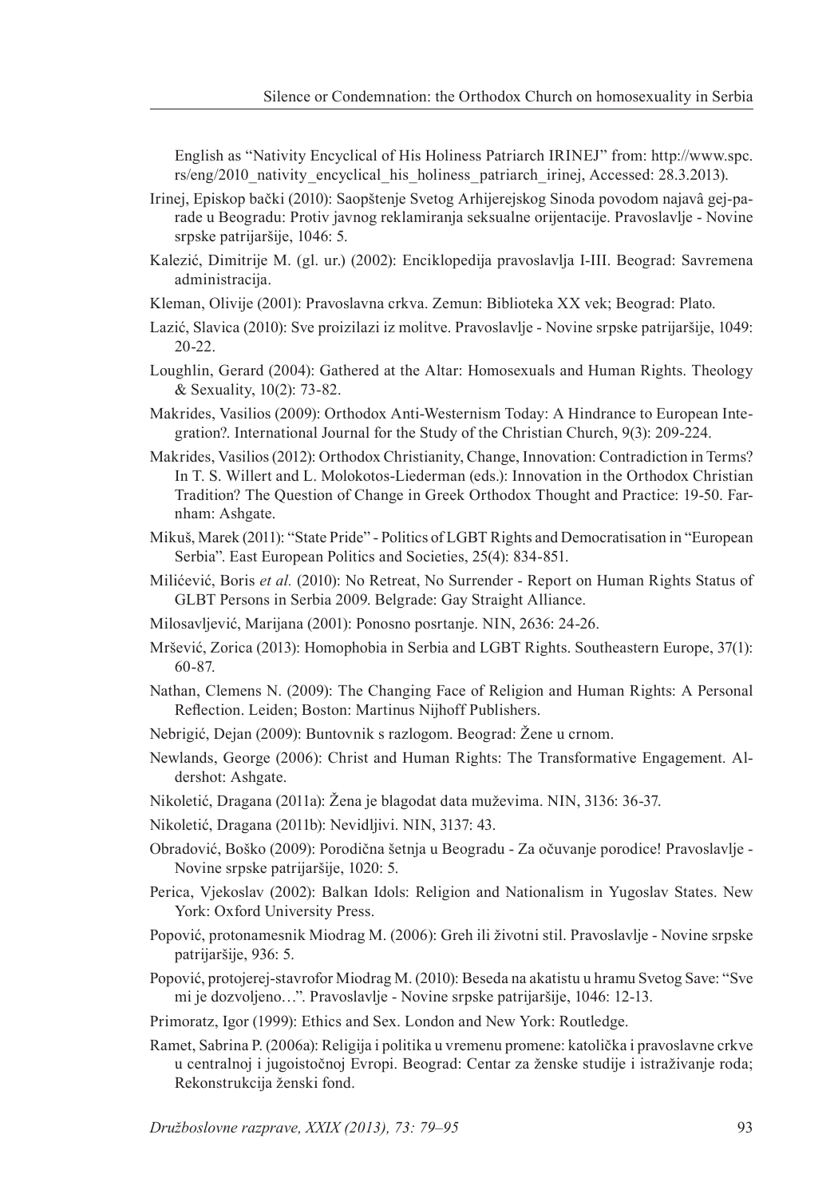English as "Nativity Encyclical of His Holiness Patriarch IRINEJ" from: http://www.spc.rs/eng/2010_nativity_encyclical_his_holiness_patriarch_irinej, Accessed: 28.3.2013).

Irinej, Episkop bački (2010): Saopštenje Svetog Arhijerejskog Sinoda povodom najavâ gej-parade u Beogradu: Protiv javnog reklamiranja seksualne orijentacije. Pravoslavlje - Novine srpske patrijaršije, 1046: 5.

Kalezić, Dimitrije M. (gl. ur.) (2002): Enciklopedija pravoslavlja I-III. Beograd: Savremena administracija.

Kleman, Olivije (2001): Pravoslavna crkva. Zemun: Biblioteka XX vek; Beograd: Plato.

Lazić, Slavica (2010): Sve proizilazi iz molitve. Pravoslavlje - Novine srpske patrijaršije, 1049: 20-22.

Loughlin, Gerard (2004): Gathered at the Altar: Homosexuals and Human Rights. Theology & Sexuality, 10(2): 73-82.

Makrides, Vasilios (2009): Orthodox Anti-Westernism Today: A Hindrance to European Integration?. International Journal for the Study of the Christian Church, 9(3): 209-224.

Makrides, Vasilios (2012): Orthodox Christianity, Change, Innovation: Contradiction in Terms? In T. S. Willert and L. Molokotos-Liederman (eds.): Innovation in the Orthodox Christian Tradition? The Question of Change in Greek Orthodox Thought and Practice: 19-50. Farnham: Ashgate.

Mikuš, Marek (2011): "State Pride" - Politics of LGBT Rights and Democratisation in "European Serbia". East European Politics and Societies, 25(4): 834-851.

Milićević, Boris *et al.* (2010): No Retreat, No Surrender - Report on Human Rights Status of GLBT Persons in Serbia 2009. Belgrade: Gay Straight Alliance.

Milosavljević, Marijana (2001): Ponosno posrtanje. NIN, 2636: 24-26.

Mršević, Zorica (2013): Homophobia in Serbia and LGBT Rights. Southeastern Europe, 37(1): 60-87.

Nathan, Clemens N. (2009): The Changing Face of Religion and Human Rights: A Personal Reflection. Leiden; Boston: Martinus Nijhoff Publishers.

Nebrigić, Dejan (2009): Buntovnik s razlogom. Beograd: Žene u crnom.

Newlands, George (2006): Christ and Human Rights: The Transformative Engagement. Aldershot: Ashgate.

Nikoletić, Dragana (2011a): Žena je blagodat data muževima. NIN, 3136: 36-37.

Nikoletić, Dragana (2011b): Nevidljivi. NIN, 3137: 43.

Obradović, Boško (2009): Porodična šetnja u Beogradu - Za očuvanje porodice! Pravoslavlje - Novine srpske patrijaršije, 1020: 5.

Perica, Vjekoslav (2002): Balkan Idols: Religion and Nationalism in Yugoslav States. New York: Oxford University Press.

Popović, protonamesnik Miodrag M. (2006): Greh ili životni stil. Pravoslavlje - Novine srpske patrijaršije, 936: 5.

Popović, protojerej-stavrofor Miodrag M. (2010): Beseda na akatistu u hramu Svetog Save: "Sve mi je dozvoljeno…". Pravoslavlje - Novine srpske patrijaršije, 1046: 12-13.

Primoratz, Igor (1999): Ethics and Sex. London and New York: Routledge.

Ramet, Sabrina P. (2006a): Religija i politika u vremenu promene: katolička i pravoslavne crkve u centralnoj i jugoistočnoj Evropi. Beograd: Centar za ženske studije i istraživanje roda; Rekonstrukcija ženski fond.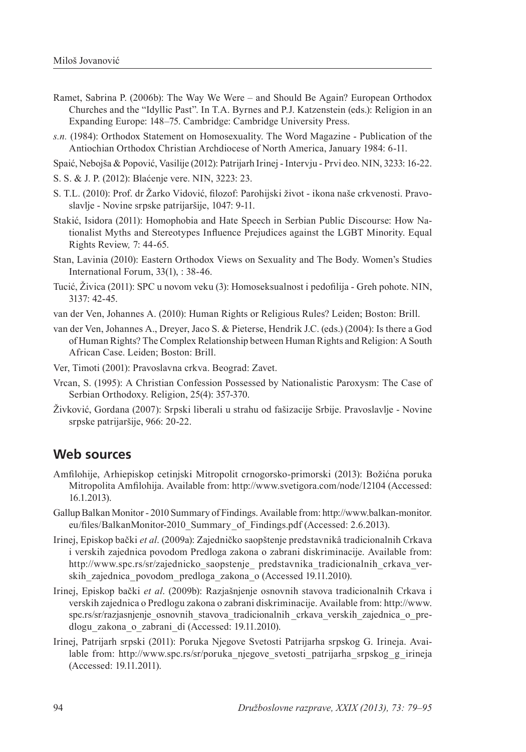Ramet, Sabrina P. (2006b): The Way We Were – and Should Be Again? European Orthodox Churches and the "Idyllic Past". In T.A. Byrnes and P.J. Katzenstein (eds.): Religion in an Expanding Europe: 148–75. Cambridge: Cambridge University Press.

*s.n.* (1984): Orthodox Statement on Homosexuality. The Word Magazine - Publication of the Antiochian Orthodox Christian Archdiocese of North America, January 1984: 6-11.

Spaić, Nebojša & Popović, Vasilije (2012): Patrijarh Irinej - Intervju - Prvi deo. NIN, 3233: 16-22.

S. S. & J. P. (2012): Blaćenje vere. NIN, 3223: 23.

S. T.L. (2010): Prof. dr Žarko Vidović, filozof: Parohijski život - ikona naše crkvenosti. Pravoslavlje - Novine srpske patrijaršije, 1047: 9-11.

Stakić, Isidora (2011): Homophobia and Hate Speech in Serbian Public Discourse: How Nationalist Myths and Stereotypes Influence Prejudices against the LGBT Minority. Equal Rights Review*,* 7: 44-65.

Stan, Lavinia (2010): Eastern Orthodox Views on Sexuality and The Body. Women's Studies International Forum, 33(1), : 38-46.

Tucić, Živica (2011): SPC u novom veku (3): Homoseksualnost i pedofilija - Greh pohote. NIN, 3137: 42-45.

van der Ven, Johannes A. (2010): Human Rights or Religious Rules? Leiden; Boston: Brill.

van der Ven, Johannes A., Dreyer, Jaco S. & Pieterse, Hendrik J.C. (eds.) (2004): Is there a God of Human Rights? The Complex Relationship between Human Rights and Religion: A South African Case. Leiden; Boston: Brill.

Ver, Timoti (2001): Pravoslavna crkva. Beograd: Zavet.

Vrcan, S. (1995): A Christian Confession Possessed by Nationalistic Paroxysm: The Case of Serbian Orthodoxy. Religion, 25(4): 357-370.

Živković, Gordana (2007): Srpski liberali u strahu od fašizacije Srbije. Pravoslavlje - Novine srpske patrijaršije, 966: 20-22.

## Web sources

Amfilohije, Arhiepiskop cetinjski Mitropolit crnogorsko-primorski (2013): Božićna poruka Mitropolita Amfilohija. Available from: http://www.svetigora.com/node/12104 (Accessed: 16.1.2013).

Gallup Balkan Monitor - 2010 Summary of Findings. Available from: http://www.balkan-monitor.eu/files/BalkanMonitor-2010_Summary_of_Findings.pdf (Accessed: 2.6.2013).

Irinej, Episkop bački *et al*. (2009a): Zajedničko saopštenje predstavnikâ tradicionalnih Crkava i verskih zajednica povodom Predloga zakona o zabrani diskriminacije. Available from: http://www.spc.rs/sr/zajednicko_saopstenje_ predstavnika_tradicionalnih_crkava_verskih_zajednica_povodom_predloga_zakona_o (Accessed 19.11.2010).

Irinej, Episkop bački *et al*. (2009b): Razjašnjenje osnovnih stavova tradicionalnih Crkava i verskih zajednica o Predlogu zakona o zabrani diskriminacije. Available from: http://www.spc.rs/sr/razjasnjenje_osnovnih_stavova_tradicionalnih_crkava_verskih_zajednica_o_predlogu_zakona_o_zabrani_di (Accessed: 19.11.2010).

Irinej, Patrijarh srpski (2011): Poruka Njegove Svetosti Patrijarha srpskog G. Irineja. Available from: http://www.spc.rs/sr/poruka_njegove_svetosti_patrijarha_srpskog_g_irineja (Accessed: 19.11.2011).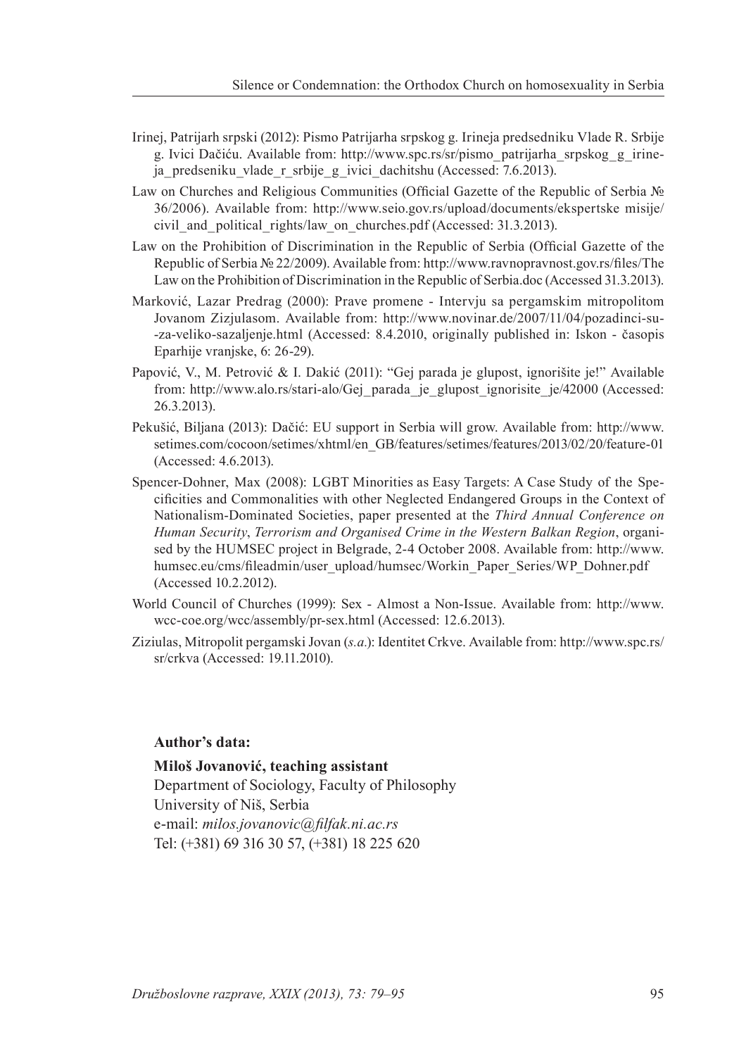Irinej, Patrijarh srpski (2012): Pismo Patrijarha srpskog g. Irineja predsedniku Vlade R. Srbije g. Ivici Dačiću. Available from: http://www.spc.rs/sr/pismo_patrijarha_srpskog_g_irineja_predseniku_vlade_r_srbije_g_ivici_dachitshu (Accessed: 7.6.2013).

Law on Churches and Religious Communities (Official Gazette of the Republic of Serbia № 36/2006). Available from: http://www.seio.gov.rs/upload/documents/ekspertske misije/civil_and_political_rights/law_on_churches.pdf (Accessed: 31.3.2013).

Law on the Prohibition of Discrimination in the Republic of Serbia (Official Gazette of the Republic of Serbia № 22/2009). Available from: http://www.ravnopravnost.gov.rs/files/The Law on the Prohibition of Discrimination in the Republic of Serbia.doc (Accessed 31.3.2013).

Marković, Lazar Predrag (2000): Prave promene - Intervju sa pergamskim mitropolitom Jovanom Zizjulasom. Available from: http://www.novinar.de/2007/11/04/pozadinci-su--za-veliko-sazaljenje.html (Accessed: 8.4.2010, originally published in: Iskon - časopis Eparhije vranjske, 6: 26-29).

Papović, V., M. Petrović & I. Dakić (2011): "Gej parada je glupost, ignorišite je!" Available from: http://www.alo.rs/stari-alo/Gej_parada_je_glupost_ignorisite_je/42000 (Accessed: 26.3.2013).

Pekušić, Biljana (2013): Dačić: EU support in Serbia will grow. Available from: http://www.setimes.com/cocoon/setimes/xhtml/en_GB/features/setimes/features/2013/02/20/feature-01 (Accessed: 4.6.2013).

Spencer-Dohner, Max (2008): LGBT Minorities as Easy Targets: A Case Study of the Specificities and Commonalities with other Neglected Endangered Groups in the Context of Nationalism-Dominated Societies, paper presented at the *Third Annual Conference on Human Security*, *Terrorism and Organised Crime in the Western Balkan Region*, organised by the HUMSEC project in Belgrade, 2-4 October 2008. Available from: http://www.humsec.eu/cms/fileadmin/user_upload/humsec/Workin_Paper_Series/WP_Dohner.pdf (Accessed 10.2.2012).

World Council of Churches (1999): Sex - Almost a Non-Issue. Available from: http://www.wcc-coe.org/wcc/assembly/pr-sex.html (Accessed: 12.6.2013).

Ziziulas, Mitropolit pergamski Jovan (*s.a.*): Identitet Crkve. Available from: http://www.spc.rs/sr/crkva (Accessed: 19.11.2010).

**Author's data:**

**Miloš Jovanović, teaching assistant**
Department of Sociology, Faculty of Philosophy
University of Niš, Serbia
e-mail: *milos.jovanovic@filfak.ni.ac.rs*
Tel: (+381) 69 316 30 57, (+381) 18 225 620